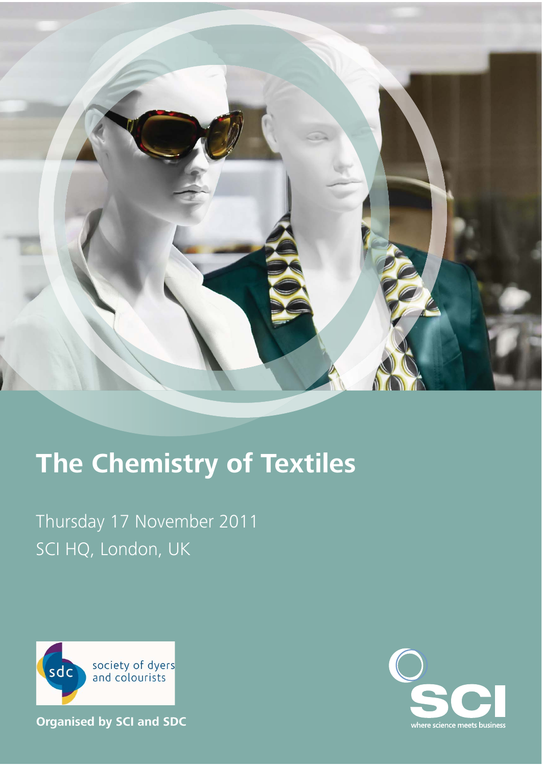# The Chemistry of Textiles

Thursday 17 November 2011
SCI HQ, London, UK

society of dyers and colourists

**Organised by SCI and SDC**

SCI
where science meets business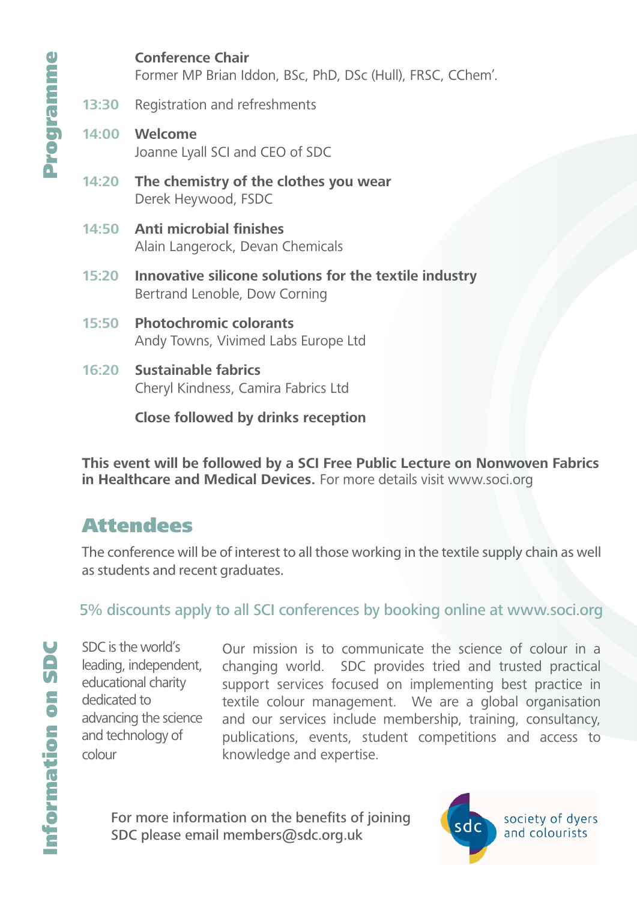## Programme

**Conference Chair**
Former MP Brian Iddon, BSc, PhD, DSc (Hull), FRSC, CChem'.

**13:30** Registration and refreshments

**14:00** **Welcome**
Joanne Lyall SCI and CEO of SDC

**14:20** **The chemistry of the clothes you wear**
Derek Heywood, FSDC

**14:50** **Anti microbial finishes**
Alain Langerock, Devan Chemicals

**15:20** **Innovative silicone solutions for the textile industry**
Bertrand Lenoble, Dow Corning

**15:50** **Photochromic colorants**
Andy Towns, Vivimed Labs Europe Ltd

**16:20** **Sustainable fabrics**
Cheryl Kindness, Camira Fabrics Ltd

**Close followed by drinks reception**

**This event will be followed by a SCI Free Public Lecture on Nonwoven Fabrics in Healthcare and Medical Devices.** For more details visit www.soci.org

## Attendees

The conference will be of interest to all those working in the textile supply chain as well as students and recent graduates.

5% discounts apply to all SCI conferences by booking online at www.soci.org

## Information on SDC

SDC is the world's leading, independent, educational charity dedicated to advancing the science and technology of colour

Our mission is to communicate the science of colour in a changing world. SDC provides tried and trusted practical support services focused on implementing best practice in textile colour management. We are a global organisation and our services include membership, training, consultancy, publications, events, student competitions and access to knowledge and expertise.

For more information on the benefits of joining SDC please email members@sdc.org.uk

sdc society of dyers and colourists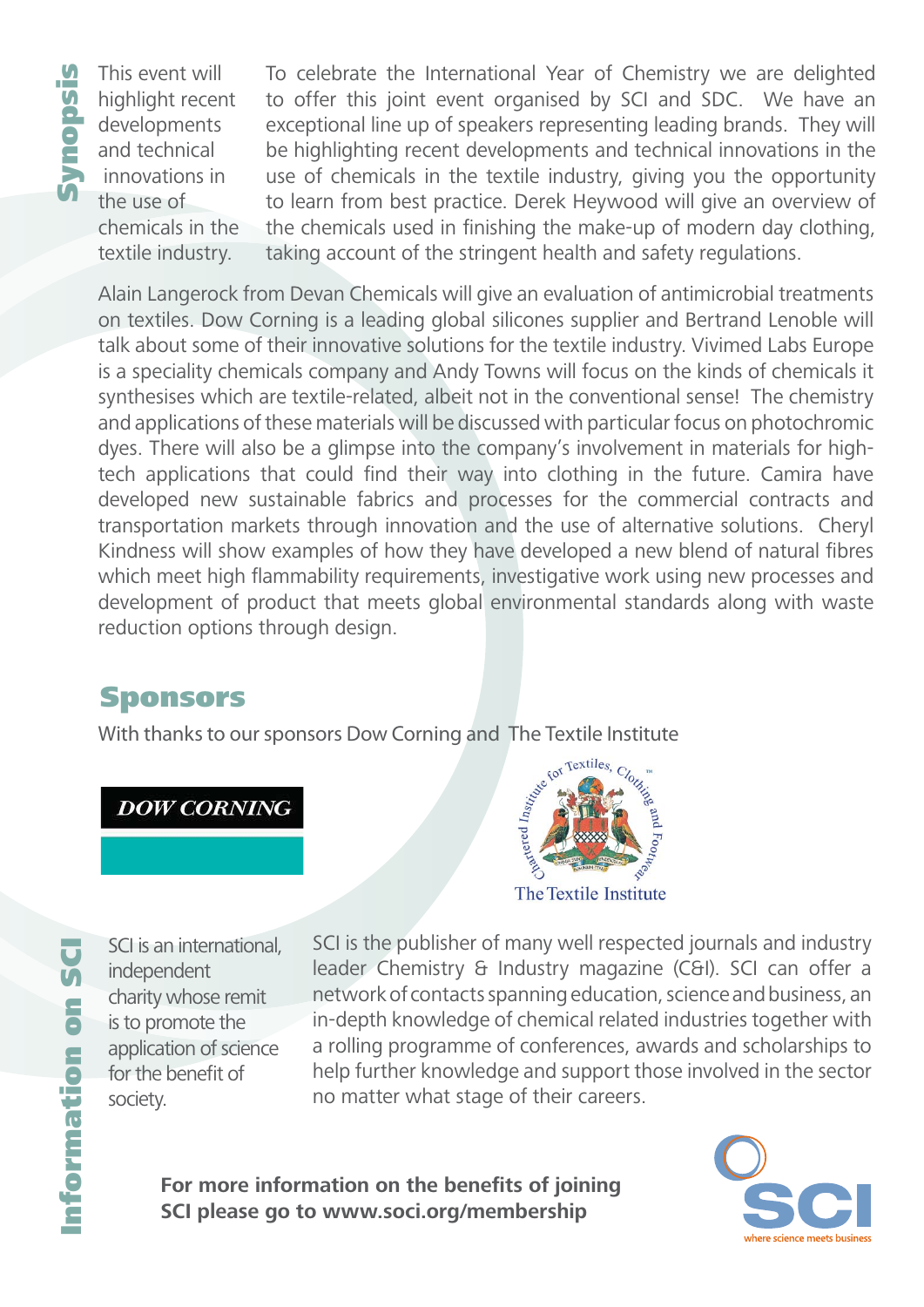## Synopsis

This event will highlight recent developments and technical innovations in the use of chemicals in the textile industry.

To celebrate the International Year of Chemistry we are delighted to offer this joint event organised by SCI and SDC. We have an exceptional line up of speakers representing leading brands. They will be highlighting recent developments and technical innovations in the use of chemicals in the textile industry, giving you the opportunity to learn from best practice. Derek Heywood will give an overview of the chemicals used in finishing the make-up of modern day clothing, taking account of the stringent health and safety regulations.

Alain Langerock from Devan Chemicals will give an evaluation of antimicrobial treatments on textiles. Dow Corning is a leading global silicones supplier and Bertrand Lenoble will talk about some of their innovative solutions for the textile industry. Vivimed Labs Europe is a speciality chemicals company and Andy Towns will focus on the kinds of chemicals it synthesises which are textile-related, albeit not in the conventional sense! The chemistry and applications of these materials will be discussed with particular focus on photochromic dyes. There will also be a glimpse into the company's involvement in materials for high-tech applications that could find their way into clothing in the future. Camira have developed new sustainable fabrics and processes for the commercial contracts and transportation markets through innovation and the use of alternative solutions. Cheryl Kindness will show examples of how they have developed a new blend of natural fibres which meet high flammability requirements, investigative work using new processes and development of product that meets global environmental standards along with waste reduction options through design.

## Sponsors

With thanks to our sponsors Dow Corning and The Textile Institute

DOW CORNING

Chartered Institute for Textiles, Clothing and Footwear™
The Textile Institute

## Information on SCI

SCI is an international, independent charity whose remit is to promote the application of science for the benefit of society.

SCI is the publisher of many well respected journals and industry leader Chemistry & Industry magazine (C&I). SCI can offer a network of contacts spanning education, science and business, an in-depth knowledge of chemical related industries together with a rolling programme of conferences, awards and scholarships to help further knowledge and support those involved in the sector no matter what stage of their careers.

**For more information on the benefits of joining SCI please go to www.soci.org/membership**

SCI
where science meets business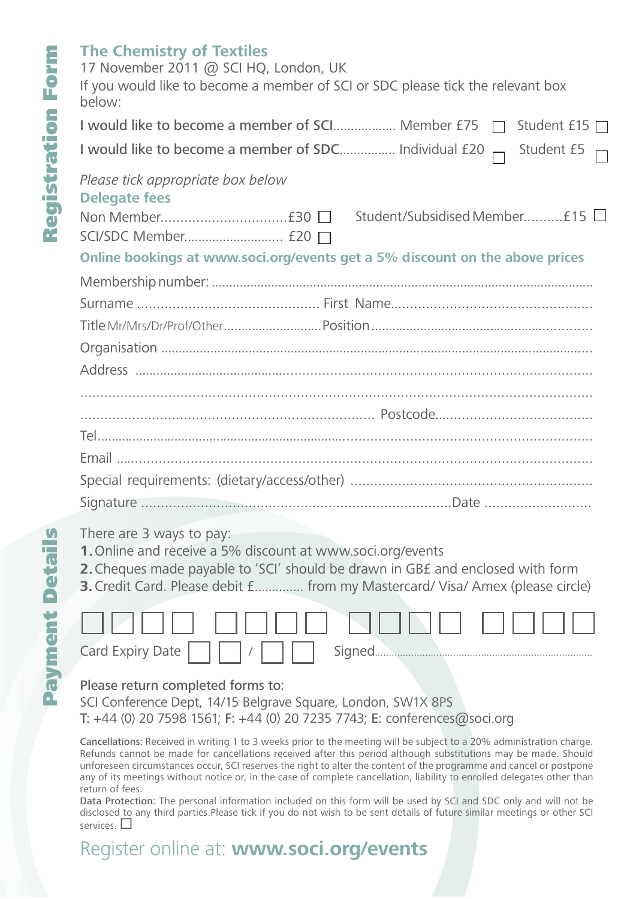**Registration Form**

## The Chemistry of Textiles

17 November 2011 @ SCI HQ, London, UK

If you would like to become a member of SCI or SDC please tick the relevant box below:

I would like to become a member of SCI.................. Member £75 ☐ Student £15 ☐

I would like to become a member of SDC................ Individual £20 ☐ Student £5 ☐

*Please tick appropriate box below*

**Delegate fees**

Non Member................................£30 ☐ Student/Subsidised Member..........£15 ☐

SCI/SDC Member........................... £20 ☐

**Online bookings at www.soci.org/events get a 5% discount on the above prices**

Membership number: ..........................................................................................................

Surname ............................................ First Name.................................................

Title Mr/Mrs/Dr/Prof/Other...........................Position ............................................................

Organisation ..........................................................................................................

Address ..........................................................................................................

..........................................................................................................

......................................................................... Postcode.......................................

Tel..........................................................................................................

Email ..........................................................................................................

Special requirements: (dietary/access/other) ............................................................

Signature ........................................................................Date ..........................

**Payment Details**

There are 3 ways to pay:

**1.** Online and receive a 5% discount at www.soci.org/events

**2.** Cheques made payable to 'SCI' should be drawn in GB£ and enclosed with form

**3.** Credit Card. Please debit £............. from my Mastercard/ Visa/ Amex (please circle)

☐☐☐☐ ☐☐☐☐ ☐☐☐☐ ☐☐☐☐

Card Expiry Date ☐☐ / ☐☐ Signed..........................................................

Please return completed forms to:

SCI Conference Dept, 14/15 Belgrave Square, London, SW1X 8PS

**T:** +44 (0) 20 7598 1561; **F:** +44 (0) 20 7235 7743; **E:** conferences@soci.org

Cancellations: Received in writing 1 to 3 weeks prior to the meeting will be subject to a 20% administration charge. Refunds cannot be made for cancellations received after this period although substitutions may be made. Should unforeseen circumstances occur, SCI reserves the right to alter the content of the programme and cancel or postpone any of its meetings without notice or, in the case of complete cancellation, liability to enrolled delegates other than return of fees.

Data Protection: The personal information included on this form will be used by SCI and SDC only and will not be disclosed to any third parties.Please tick if you do not wish to be sent details of future similar meetings or other SCI services. ☐

Register online at: **www.soci.org/events**